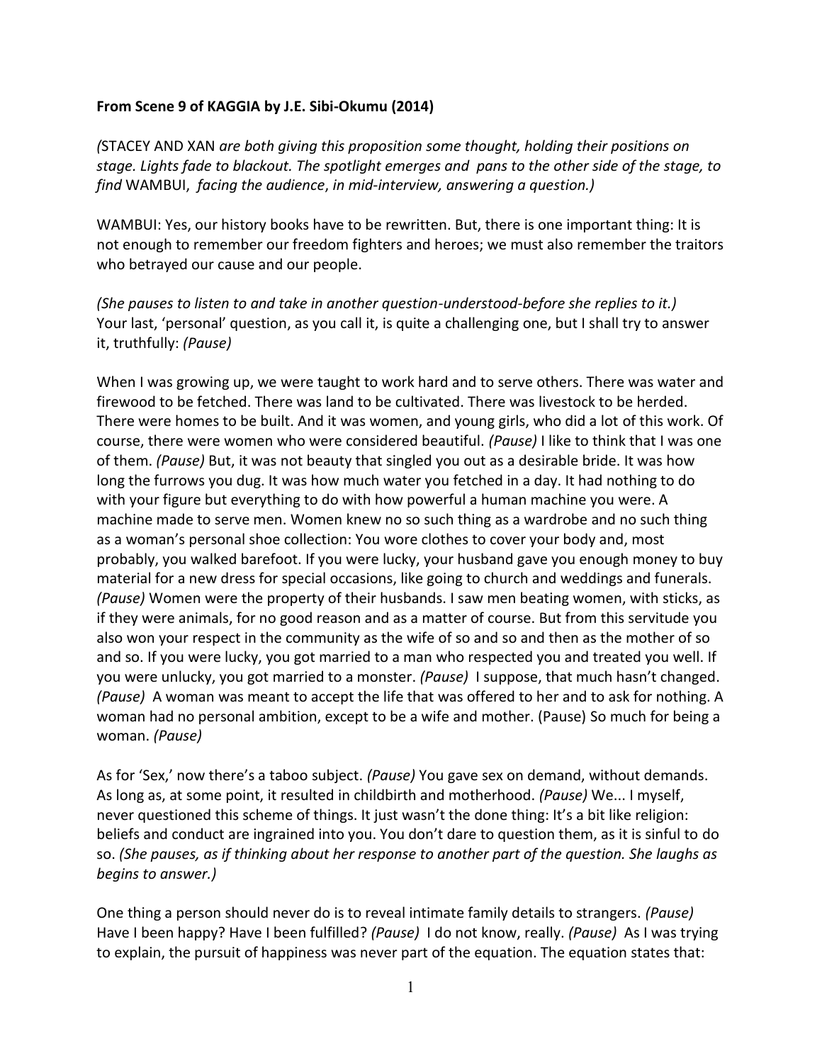**From Scene 9 of KAGGIA by J.E. Sibi-Okumu (2014)**

*(*STACEY AND XAN *are both giving this proposition some thought, holding their positions on stage. Lights fade to blackout. The spotlight emerges and pans to the other side of the stage, to find* WAMBUI, *facing the audience*, *in mid-interview, answering a question.)*

WAMBUI: Yes, our history books have to be rewritten. But, there is one important thing: It is not enough to remember our freedom fighters and heroes; we must also remember the traitors who betrayed our cause and our people.

*(She pauses to listen to and take in another question-understood-before she replies to it.)* Your last, 'personal' question, as you call it, is quite a challenging one, but I shall try to answer it, truthfully: *(Pause)*

When I was growing up, we were taught to work hard and to serve others. There was water and firewood to be fetched. There was land to be cultivated. There was livestock to be herded. There were homes to be built. And it was women, and young girls, who did a lot of this work. Of course, there were women who were considered beautiful. *(Pause)* I like to think that I was one of them. *(Pause)* But, it was not beauty that singled you out as a desirable bride. It was how long the furrows you dug. It was how much water you fetched in a day. It had nothing to do with your figure but everything to do with how powerful a human machine you were. A machine made to serve men. Women knew no so such thing as a wardrobe and no such thing as a woman's personal shoe collection: You wore clothes to cover your body and, most probably, you walked barefoot. If you were lucky, your husband gave you enough money to buy material for a new dress for special occasions, like going to church and weddings and funerals. *(Pause)* Women were the property of their husbands. I saw men beating women, with sticks, as if they were animals, for no good reason and as a matter of course. But from this servitude you also won your respect in the community as the wife of so and so and then as the mother of so and so. If you were lucky, you got married to a man who respected you and treated you well. If you were unlucky, you got married to a monster. *(Pause)* I suppose, that much hasn't changed. *(Pause)* A woman was meant to accept the life that was offered to her and to ask for nothing. A woman had no personal ambition, except to be a wife and mother. (Pause) So much for being a woman. *(Pause)*

As for 'Sex,' now there's a taboo subject. *(Pause)* You gave sex on demand, without demands. As long as, at some point, it resulted in childbirth and motherhood. *(Pause)* We... I myself, never questioned this scheme of things. It just wasn't the done thing: It's a bit like religion: beliefs and conduct are ingrained into you. You don't dare to question them, as it is sinful to do so. *(She pauses, as if thinking about her response to another part of the question. She laughs as begins to answer.)*

One thing a person should never do is to reveal intimate family details to strangers. *(Pause)* Have I been happy? Have I been fulfilled? *(Pause)* I do not know, really. *(Pause)* As I was trying to explain, the pursuit of happiness was never part of the equation. The equation states that: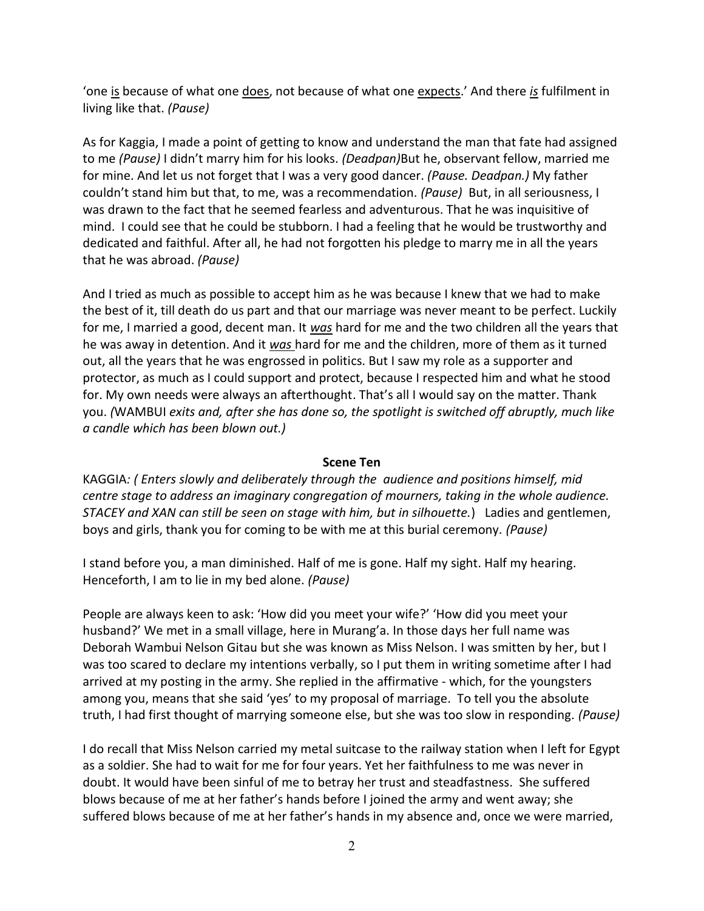'one <u>is</u> because of what one <u>does</u>, not because of what one <u>expects</u>.' And there ***is*** fulfilment in living like that. *(Pause)*

As for Kaggia, I made a point of getting to know and understand the man that fate had assigned to me *(Pause)* I didn't marry him for his looks. *(Deadpan)*But he, observant fellow, married me for mine. And let us not forget that I was a very good dancer. *(Pause. Deadpan.)* My father couldn't stand him but that, to me, was a recommendation. *(Pause)* But, in all seriousness, I was drawn to the fact that he seemed fearless and adventurous. That he was inquisitive of mind. I could see that he could be stubborn. I had a feeling that he would be trustworthy and dedicated and faithful. After all, he had not forgotten his pledge to marry me in all the years that he was abroad. *(Pause)*

And I tried as much as possible to accept him as he was because I knew that we had to make the best of it, till death do us part and that our marriage was never meant to be perfect. Luckily for me, I married a good, decent man. It ***was*** hard for me and the two children all the years that he was away in detention. And it ***was*** hard for me and the children, more of them as it turned out, all the years that he was engrossed in politics. But I saw my role as a supporter and protector, as much as I could support and protect, because I respected him and what he stood for. My own needs were always an afterthought. That's all I would say on the matter. Thank you. *(*WAMBUI *exits and, after she has done so, the spotlight is switched off abruptly, much like a candle which has been blown out.)*

**Scene Ten**

KAGGIA*: ( Enters slowly and deliberately through the audience and positions himself, mid centre stage to address an imaginary congregation of mourners, taking in the whole audience. STACEY and XAN can still be seen on stage with him, but in silhouette.*) Ladies and gentlemen, boys and girls, thank you for coming to be with me at this burial ceremony. *(Pause)*

I stand before you, a man diminished. Half of me is gone. Half my sight. Half my hearing. Henceforth, I am to lie in my bed alone. *(Pause)*

People are always keen to ask: 'How did you meet your wife?' 'How did you meet your husband?' We met in a small village, here in Murang'a. In those days her full name was Deborah Wambui Nelson Gitau but she was known as Miss Nelson. I was smitten by her, but I was too scared to declare my intentions verbally, so I put them in writing sometime after I had arrived at my posting in the army. She replied in the affirmative - which, for the youngsters among you, means that she said 'yes' to my proposal of marriage. To tell you the absolute truth, I had first thought of marrying someone else, but she was too slow in responding. *(Pause)*

I do recall that Miss Nelson carried my metal suitcase to the railway station when I left for Egypt as a soldier. She had to wait for me for four years. Yet her faithfulness to me was never in doubt. It would have been sinful of me to betray her trust and steadfastness. She suffered blows because of me at her father's hands before I joined the army and went away; she suffered blows because of me at her father's hands in my absence and, once we were married,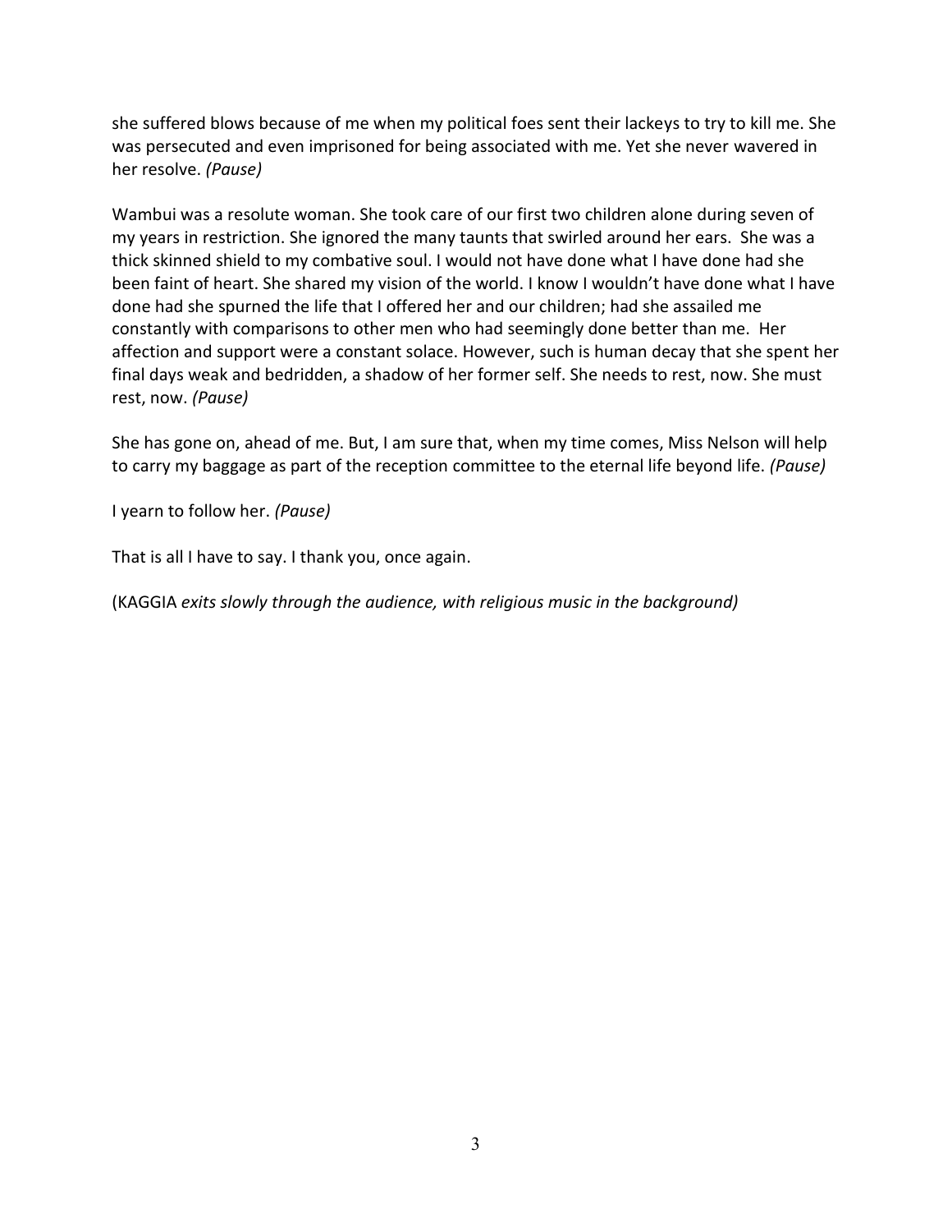she suffered blows because of me when my political foes sent their lackeys to try to kill me. She was persecuted and even imprisoned for being associated with me. Yet she never wavered in her resolve. *(Pause)*

Wambui was a resolute woman. She took care of our first two children alone during seven of my years in restriction. She ignored the many taunts that swirled around her ears. She was a thick skinned shield to my combative soul. I would not have done what I have done had she been faint of heart. She shared my vision of the world. I know I wouldn't have done what I have done had she spurned the life that I offered her and our children; had she assailed me constantly with comparisons to other men who had seemingly done better than me. Her affection and support were a constant solace. However, such is human decay that she spent her final days weak and bedridden, a shadow of her former self. She needs to rest, now. She must rest, now. *(Pause)*

She has gone on, ahead of me. But, I am sure that, when my time comes, Miss Nelson will help to carry my baggage as part of the reception committee to the eternal life beyond life. *(Pause)*

I yearn to follow her. *(Pause)*

That is all I have to say. I thank you, once again.

(KAGGIA *exits slowly through the audience, with religious music in the background)*